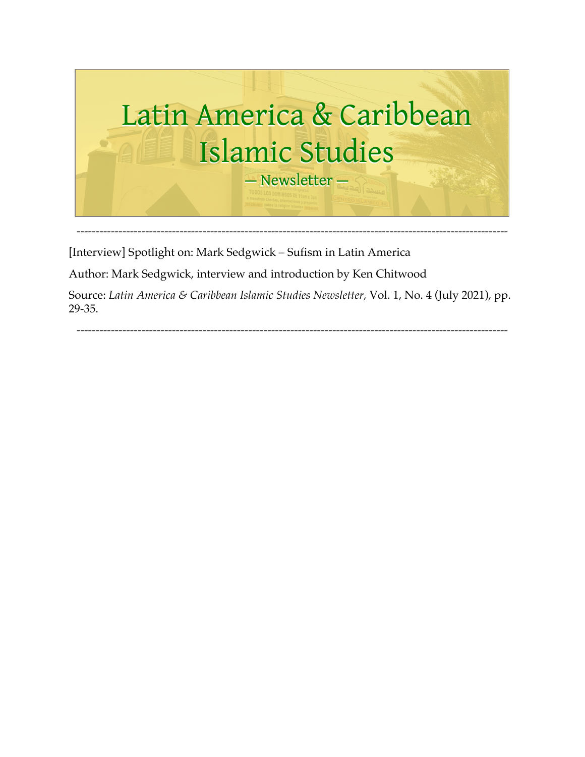# Latin America & Caribbean Islamic Studies

— Newsletter —

---

[Interview] Spotlight on: Mark Sedgwick – Sufism in Latin America

Author: Mark Sedgwick, interview and introduction by Ken Chitwood

Source: *Latin America & Caribbean Islamic Studies Newsletter,* Vol. 1, No. 4 (July 2021), pp. 29-35.

---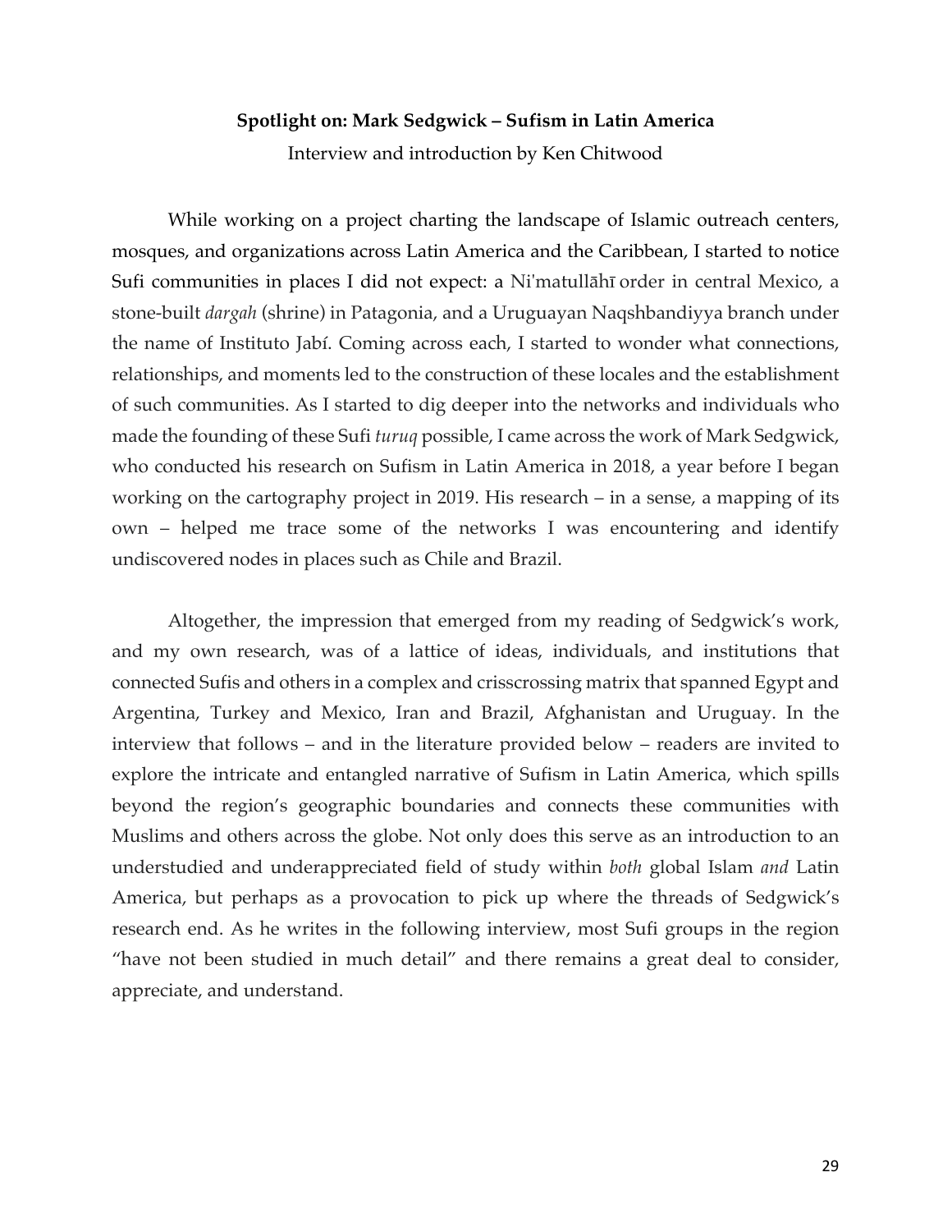**Spotlight on: Mark Sedgwick – Sufism in Latin America**

Interview and introduction by Ken Chitwood

While working on a project charting the landscape of Islamic outreach centers, mosques, and organizations across Latin America and the Caribbean, I started to notice Sufi communities in places I did not expect: a Niʿmatullāhī order in central Mexico, a stone-built *dargah* (shrine) in Patagonia, and a Uruguayan Naqshbandiyya branch under the name of Instituto Jabí. Coming across each, I started to wonder what connections, relationships, and moments led to the construction of these locales and the establishment of such communities. As I started to dig deeper into the networks and individuals who made the founding of these Sufi *turuq* possible, I came across the work of Mark Sedgwick, who conducted his research on Sufism in Latin America in 2018, a year before I began working on the cartography project in 2019. His research – in a sense, a mapping of its own – helped me trace some of the networks I was encountering and identify undiscovered nodes in places such as Chile and Brazil.

Altogether, the impression that emerged from my reading of Sedgwick's work, and my own research, was of a lattice of ideas, individuals, and institutions that connected Sufis and others in a complex and crisscrossing matrix that spanned Egypt and Argentina, Turkey and Mexico, Iran and Brazil, Afghanistan and Uruguay. In the interview that follows – and in the literature provided below – readers are invited to explore the intricate and entangled narrative of Sufism in Latin America, which spills beyond the region's geographic boundaries and connects these communities with Muslims and others across the globe. Not only does this serve as an introduction to an understudied and underappreciated field of study within *both* global Islam *and* Latin America, but perhaps as a provocation to pick up where the threads of Sedgwick's research end. As he writes in the following interview, most Sufi groups in the region "have not been studied in much detail" and there remains a great deal to consider, appreciate, and understand.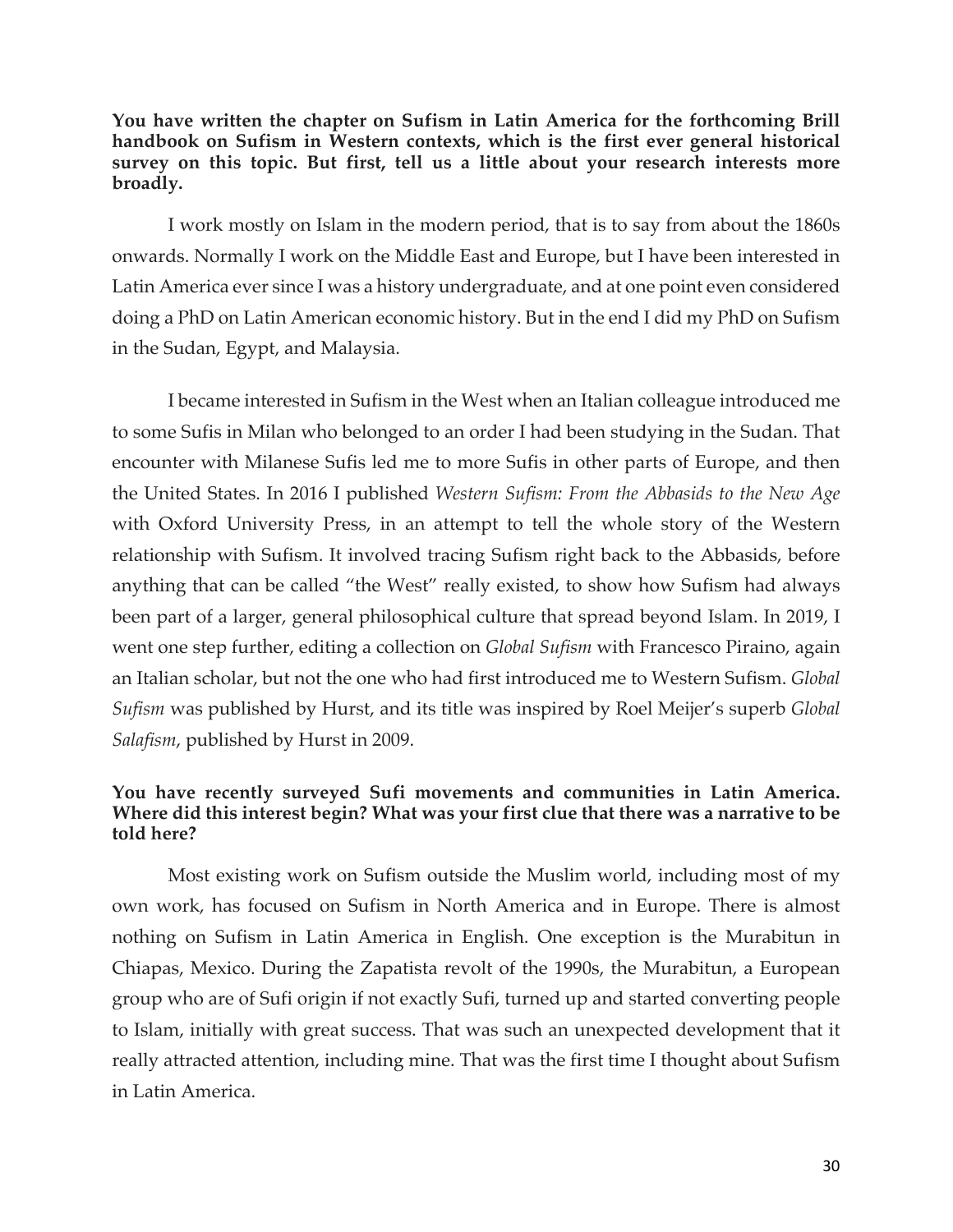**You have written the chapter on Sufism in Latin America for the forthcoming Brill handbook on Sufism in Western contexts, which is the first ever general historical survey on this topic. But first, tell us a little about your research interests more broadly.**

I work mostly on Islam in the modern period, that is to say from about the 1860s onwards. Normally I work on the Middle East and Europe, but I have been interested in Latin America ever since I was a history undergraduate, and at one point even considered doing a PhD on Latin American economic history. But in the end I did my PhD on Sufism in the Sudan, Egypt, and Malaysia.

I became interested in Sufism in the West when an Italian colleague introduced me to some Sufis in Milan who belonged to an order I had been studying in the Sudan. That encounter with Milanese Sufis led me to more Sufis in other parts of Europe, and then the United States. In 2016 I published *Western Sufism: From the Abbasids to the New Age* with Oxford University Press, in an attempt to tell the whole story of the Western relationship with Sufism. It involved tracing Sufism right back to the Abbasids, before anything that can be called "the West" really existed, to show how Sufism had always been part of a larger, general philosophical culture that spread beyond Islam. In 2019, I went one step further, editing a collection on *Global Sufism* with Francesco Piraino, again an Italian scholar, but not the one who had first introduced me to Western Sufism. *Global Sufism* was published by Hurst, and its title was inspired by Roel Meijer's superb *Global Salafism*, published by Hurst in 2009.

**You have recently surveyed Sufi movements and communities in Latin America. Where did this interest begin? What was your first clue that there was a narrative to be told here?**

Most existing work on Sufism outside the Muslim world, including most of my own work, has focused on Sufism in North America and in Europe. There is almost nothing on Sufism in Latin America in English. One exception is the Murabitun in Chiapas, Mexico. During the Zapatista revolt of the 1990s, the Murabitun, a European group who are of Sufi origin if not exactly Sufi, turned up and started converting people to Islam, initially with great success. That was such an unexpected development that it really attracted attention, including mine. That was the first time I thought about Sufism in Latin America.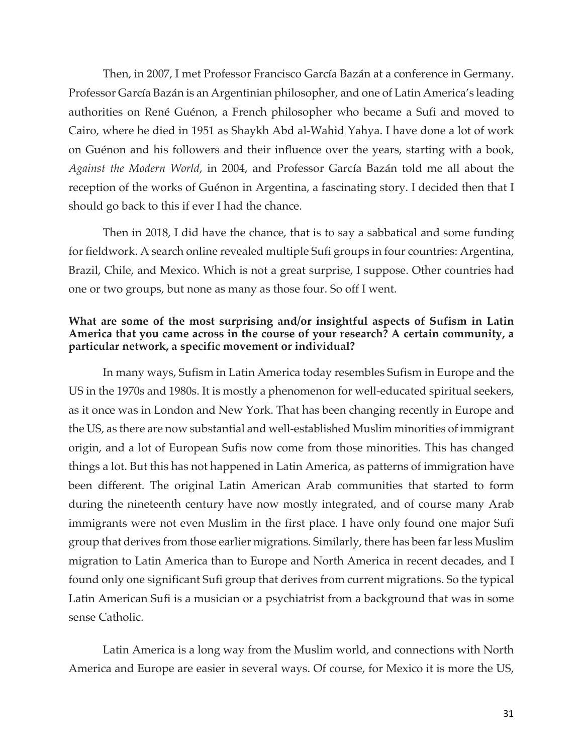Then, in 2007, I met Professor Francisco García Bazán at a conference in Germany. Professor García Bazán is an Argentinian philosopher, and one of Latin America's leading authorities on René Guénon, a French philosopher who became a Sufi and moved to Cairo, where he died in 1951 as Shaykh Abd al-Wahid Yahya. I have done a lot of work on Guénon and his followers and their influence over the years, starting with a book, *Against the Modern World*, in 2004, and Professor García Bazán told me all about the reception of the works of Guénon in Argentina, a fascinating story. I decided then that I should go back to this if ever I had the chance.

Then in 2018, I did have the chance, that is to say a sabbatical and some funding for fieldwork. A search online revealed multiple Sufi groups in four countries: Argentina, Brazil, Chile, and Mexico. Which is not a great surprise, I suppose. Other countries had one or two groups, but none as many as those four. So off I went.

**What are some of the most surprising and/or insightful aspects of Sufism in Latin America that you came across in the course of your research? A certain community, a particular network, a specific movement or individual?**

In many ways, Sufism in Latin America today resembles Sufism in Europe and the US in the 1970s and 1980s. It is mostly a phenomenon for well-educated spiritual seekers, as it once was in London and New York. That has been changing recently in Europe and the US, as there are now substantial and well-established Muslim minorities of immigrant origin, and a lot of European Sufis now come from those minorities. This has changed things a lot. But this has not happened in Latin America, as patterns of immigration have been different. The original Latin American Arab communities that started to form during the nineteenth century have now mostly integrated, and of course many Arab immigrants were not even Muslim in the first place. I have only found one major Sufi group that derives from those earlier migrations. Similarly, there has been far less Muslim migration to Latin America than to Europe and North America in recent decades, and I found only one significant Sufi group that derives from current migrations. So the typical Latin American Sufi is a musician or a psychiatrist from a background that was in some sense Catholic.

Latin America is a long way from the Muslim world, and connections with North America and Europe are easier in several ways. Of course, for Mexico it is more the US,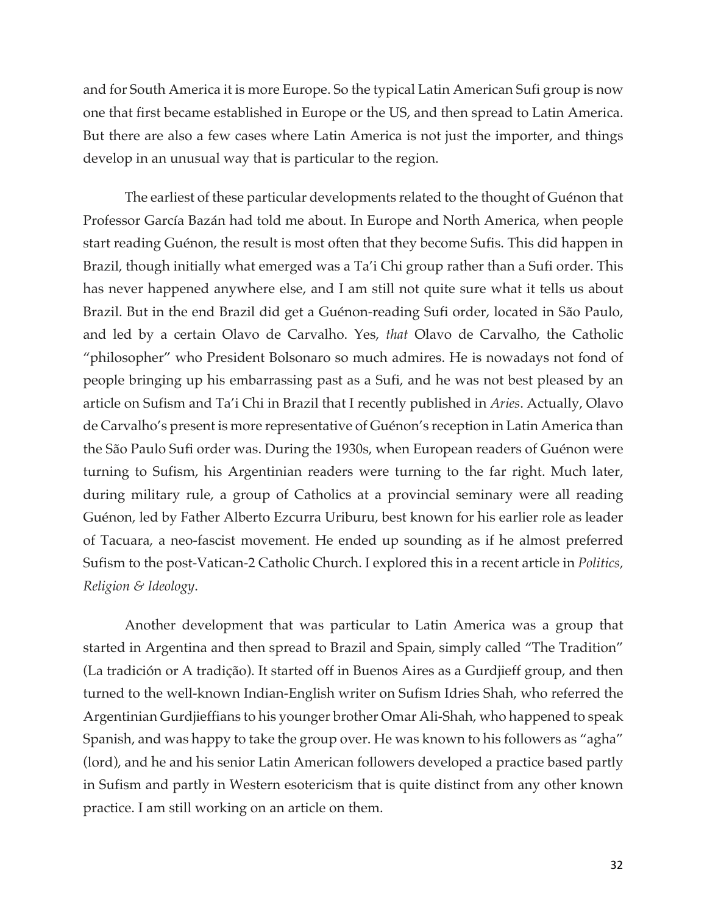and for South America it is more Europe. So the typical Latin American Sufi group is now one that first became established in Europe or the US, and then spread to Latin America. But there are also a few cases where Latin America is not just the importer, and things develop in an unusual way that is particular to the region.

The earliest of these particular developments related to the thought of Guénon that Professor García Bazán had told me about. In Europe and North America, when people start reading Guénon, the result is most often that they become Sufis. This did happen in Brazil, though initially what emerged was a Ta'i Chi group rather than a Sufi order. This has never happened anywhere else, and I am still not quite sure what it tells us about Brazil. But in the end Brazil did get a Guénon-reading Sufi order, located in São Paulo, and led by a certain Olavo de Carvalho. Yes, *that* Olavo de Carvalho, the Catholic "philosopher" who President Bolsonaro so much admires. He is nowadays not fond of people bringing up his embarrassing past as a Sufi, and he was not best pleased by an article on Sufism and Ta'i Chi in Brazil that I recently published in *Aries*. Actually, Olavo de Carvalho's present is more representative of Guénon's reception in Latin America than the São Paulo Sufi order was. During the 1930s, when European readers of Guénon were turning to Sufism, his Argentinian readers were turning to the far right. Much later, during military rule, a group of Catholics at a provincial seminary were all reading Guénon, led by Father Alberto Ezcurra Uriburu, best known for his earlier role as leader of Tacuara, a neo-fascist movement. He ended up sounding as if he almost preferred Sufism to the post-Vatican-2 Catholic Church. I explored this in a recent article in *Politics, Religion & Ideology*.

Another development that was particular to Latin America was a group that started in Argentina and then spread to Brazil and Spain, simply called "The Tradition" (La tradición or A tradição). It started off in Buenos Aires as a Gurdjieff group, and then turned to the well-known Indian-English writer on Sufism Idries Shah, who referred the Argentinian Gurdjieffians to his younger brother Omar Ali-Shah, who happened to speak Spanish, and was happy to take the group over. He was known to his followers as "agha" (lord), and he and his senior Latin American followers developed a practice based partly in Sufism and partly in Western esotericism that is quite distinct from any other known practice. I am still working on an article on them.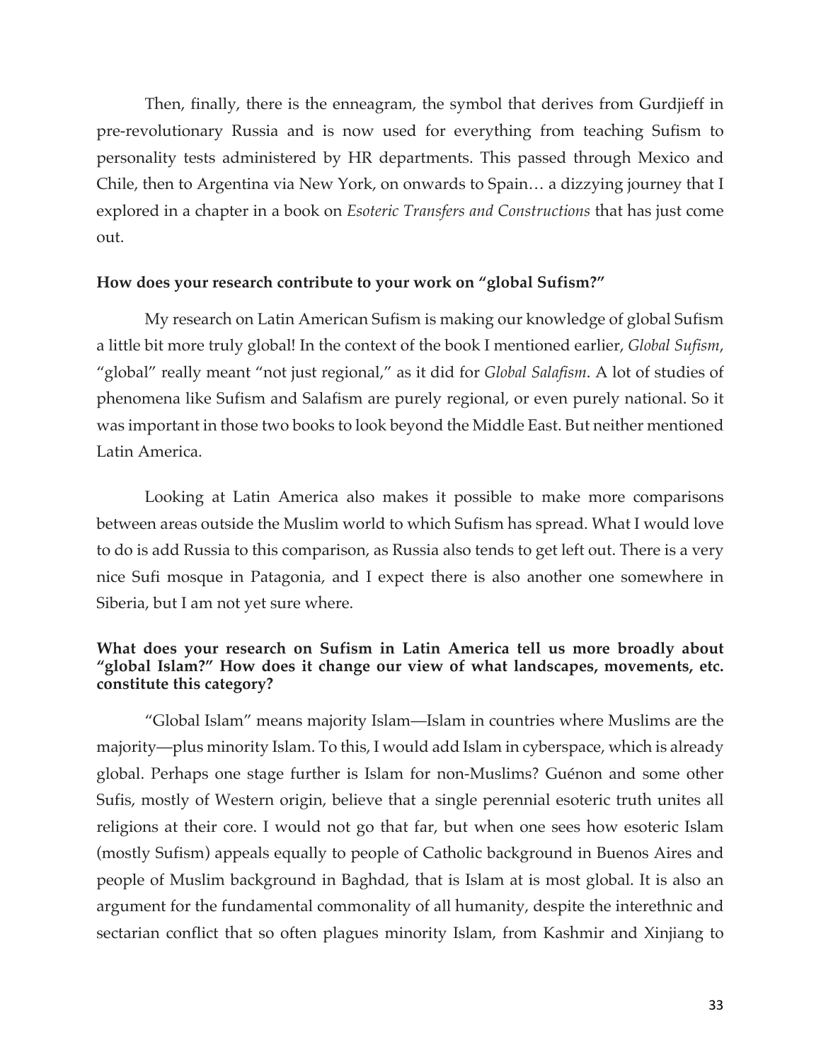Then, finally, there is the enneagram, the symbol that derives from Gurdjieff in pre-revolutionary Russia and is now used for everything from teaching Sufism to personality tests administered by HR departments. This passed through Mexico and Chile, then to Argentina via New York, on onwards to Spain… a dizzying journey that I explored in a chapter in a book on *Esoteric Transfers and Constructions* that has just come out.

**How does your research contribute to your work on "global Sufism?"**

My research on Latin American Sufism is making our knowledge of global Sufism a little bit more truly global! In the context of the book I mentioned earlier, *Global Sufism*, "global" really meant "not just regional," as it did for *Global Salafism*. A lot of studies of phenomena like Sufism and Salafism are purely regional, or even purely national. So it was important in those two books to look beyond the Middle East. But neither mentioned Latin America.

Looking at Latin America also makes it possible to make more comparisons between areas outside the Muslim world to which Sufism has spread. What I would love to do is add Russia to this comparison, as Russia also tends to get left out. There is a very nice Sufi mosque in Patagonia, and I expect there is also another one somewhere in Siberia, but I am not yet sure where.

**What does your research on Sufism in Latin America tell us more broadly about "global Islam?" How does it change our view of what landscapes, movements, etc. constitute this category?**

"Global Islam" means majority Islam—Islam in countries where Muslims are the majority—plus minority Islam. To this, I would add Islam in cyberspace, which is already global. Perhaps one stage further is Islam for non-Muslims? Guénon and some other Sufis, mostly of Western origin, believe that a single perennial esoteric truth unites all religions at their core. I would not go that far, but when one sees how esoteric Islam (mostly Sufism) appeals equally to people of Catholic background in Buenos Aires and people of Muslim background in Baghdad, that is Islam at is most global. It is also an argument for the fundamental commonality of all humanity, despite the interethnic and sectarian conflict that so often plagues minority Islam, from Kashmir and Xinjiang to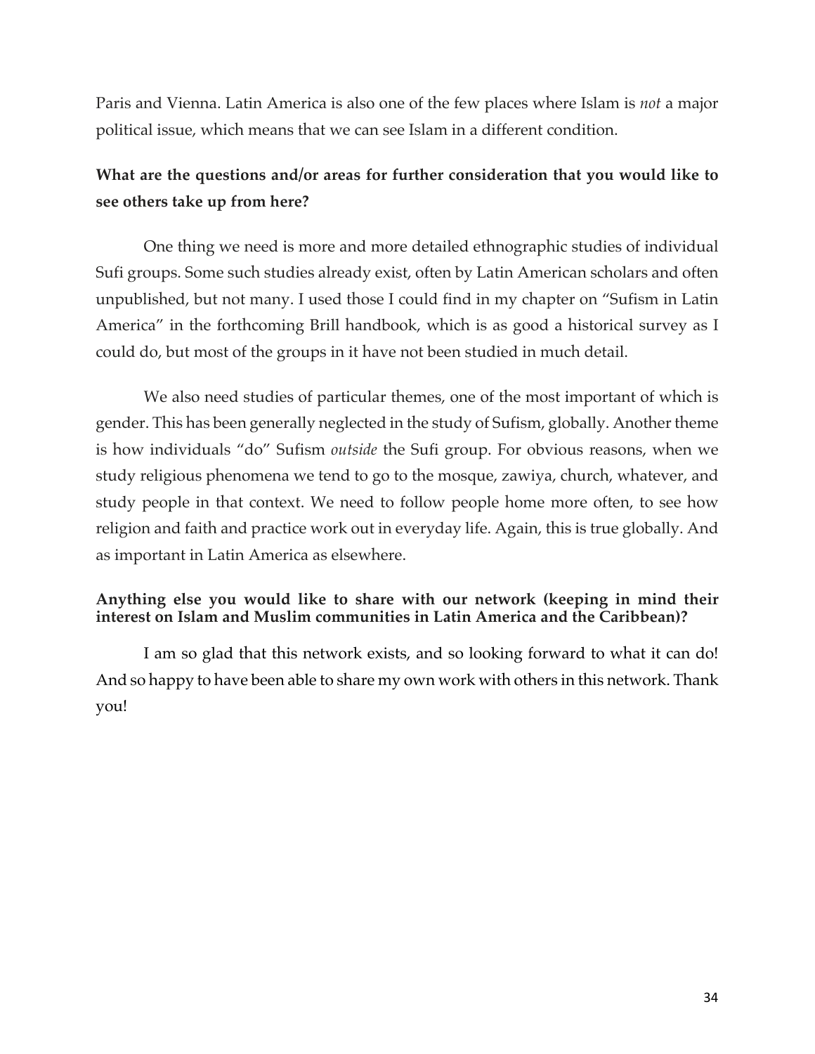Paris and Vienna. Latin America is also one of the few places where Islam is *not* a major political issue, which means that we can see Islam in a different condition.

**What are the questions and/or areas for further consideration that you would like to see others take up from here?**

One thing we need is more and more detailed ethnographic studies of individual Sufi groups. Some such studies already exist, often by Latin American scholars and often unpublished, but not many. I used those I could find in my chapter on "Sufism in Latin America" in the forthcoming Brill handbook, which is as good a historical survey as I could do, but most of the groups in it have not been studied in much detail.

We also need studies of particular themes, one of the most important of which is gender. This has been generally neglected in the study of Sufism, globally. Another theme is how individuals "do" Sufism *outside* the Sufi group. For obvious reasons, when we study religious phenomena we tend to go to the mosque, zawiya, church, whatever, and study people in that context. We need to follow people home more often, to see how religion and faith and practice work out in everyday life. Again, this is true globally. And as important in Latin America as elsewhere.

**Anything else you would like to share with our network (keeping in mind their interest on Islam and Muslim communities in Latin America and the Caribbean)?**

I am so glad that this network exists, and so looking forward to what it can do! And so happy to have been able to share my own work with others in this network. Thank you!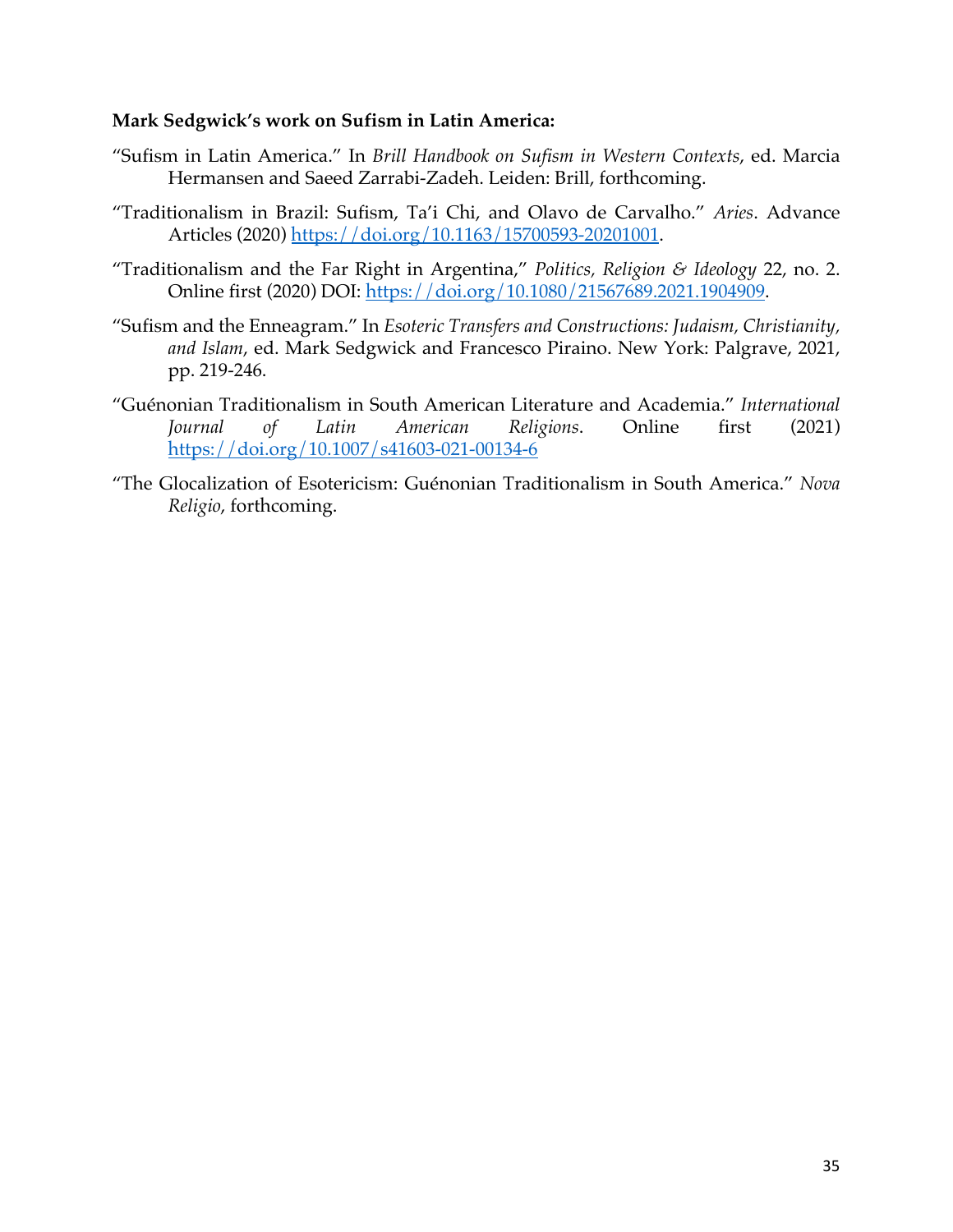**Mark Sedgwick's work on Sufism in Latin America:**

"Sufism in Latin America." In *Brill Handbook on Sufism in Western Contexts*, ed. Marcia Hermansen and Saeed Zarrabi-Zadeh. Leiden: Brill, forthcoming.

"Traditionalism in Brazil: Sufism, Ta'i Chi, and Olavo de Carvalho." *Aries*. Advance Articles (2020) https://doi.org/10.1163/15700593-20201001.

"Traditionalism and the Far Right in Argentina," *Politics, Religion & Ideology* 22, no. 2. Online first (2020) DOI: https://doi.org/10.1080/21567689.2021.1904909.

"Sufism and the Enneagram." In *Esoteric Transfers and Constructions: Judaism, Christianity, and Islam*, ed. Mark Sedgwick and Francesco Piraino. New York: Palgrave, 2021, pp. 219-246.

"Guénonian Traditionalism in South American Literature and Academia." *International Journal of Latin American Religions*. Online first (2021) https://doi.org/10.1007/s41603-021-00134-6

"The Glocalization of Esotericism: Guénonian Traditionalism in South America." *Nova Religio*, forthcoming.